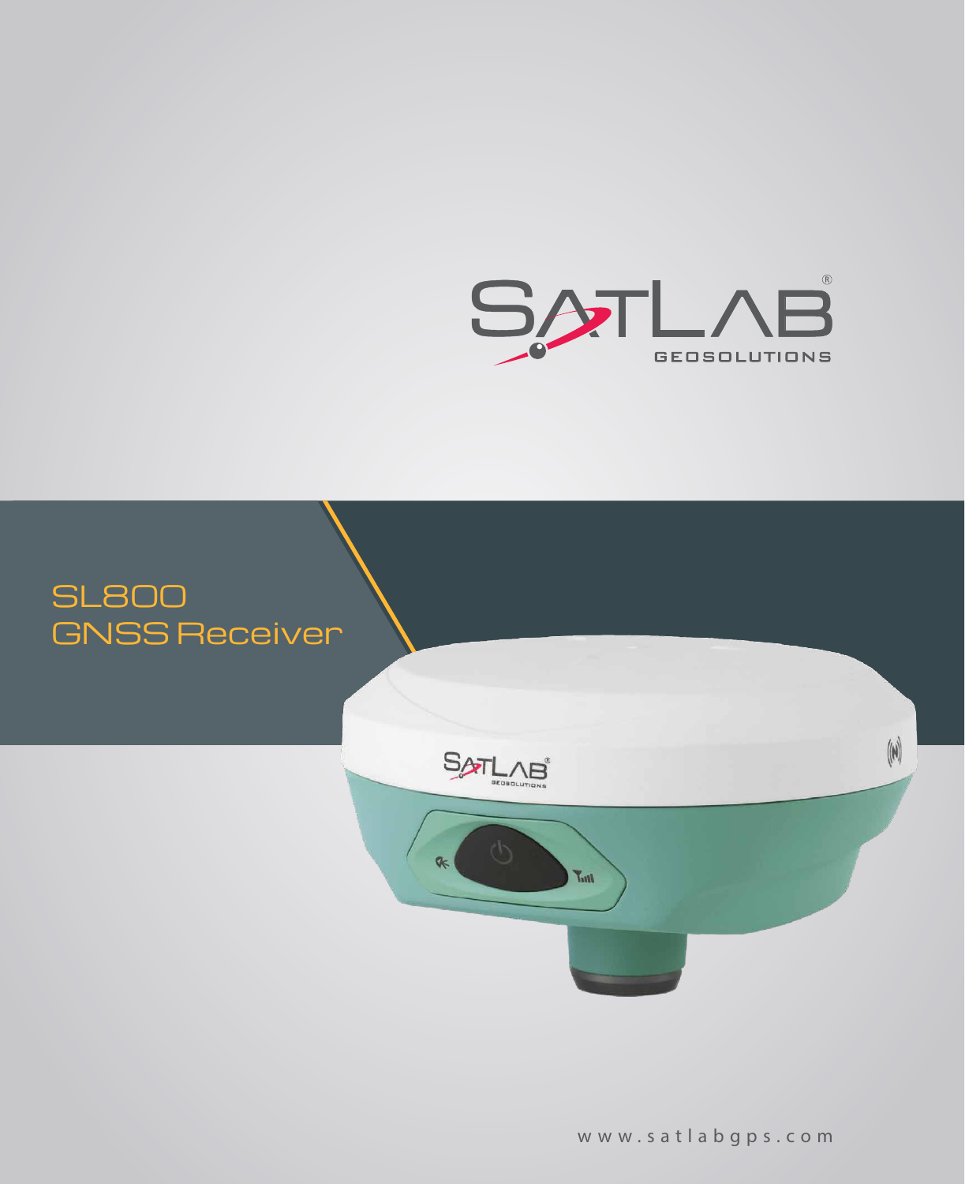SATLAB GEOSOLUTIONS

# SL800 GNSS Receiver

www.satlabgps.com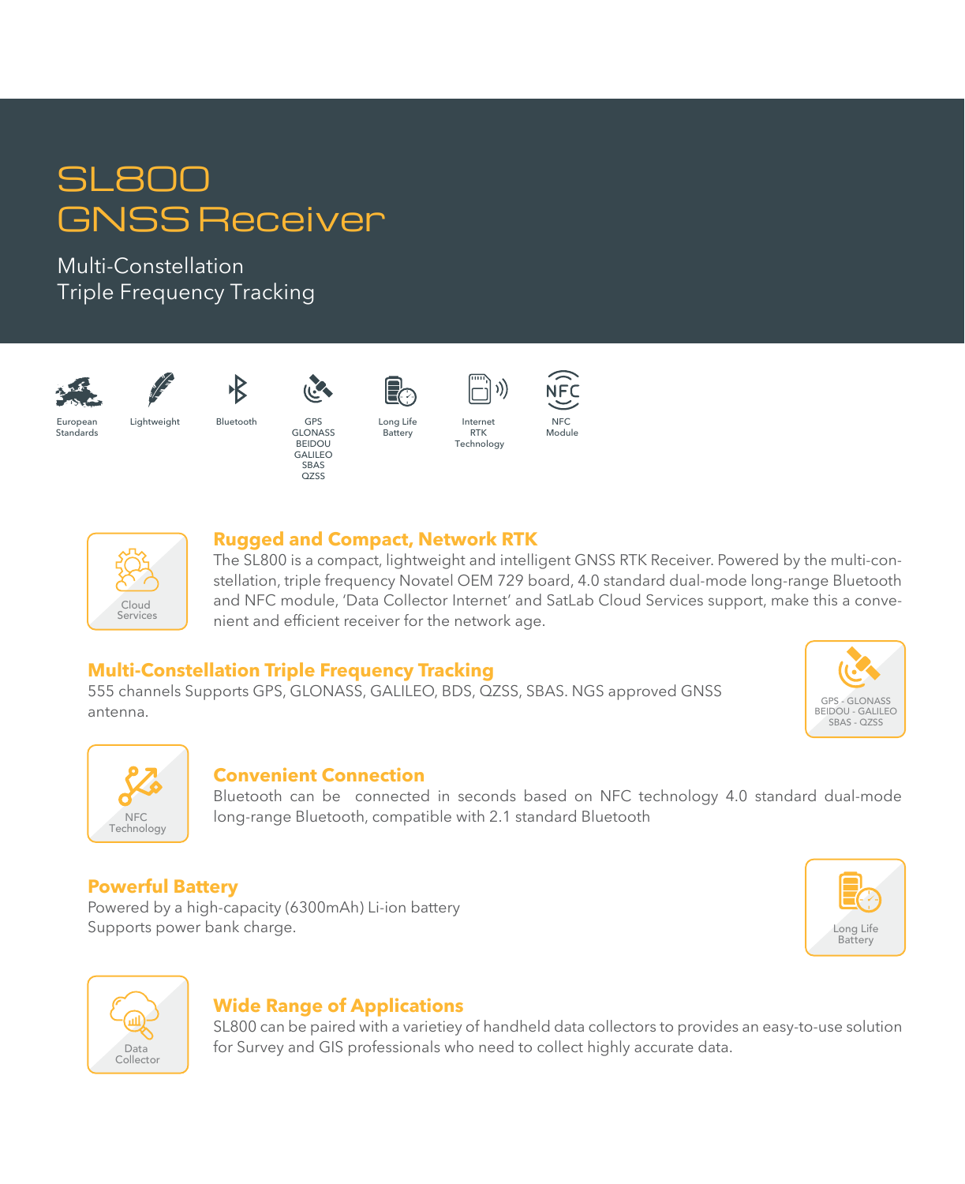# SL800 GNSS Receiver

Multi-Constellation
Triple Frequency Tracking

European Standards | Lightweight | Bluetooth | GPS GLONASS BEIDOU GALILEO SBAS QZSS | Long Life Battery | Internet RTK Technology | NFC Module

Cloud Services

## Rugged and Compact, Network RTK

The SL800 is a compact, lightweight and intelligent GNSS RTK Receiver. Powered by the multi-constellation, triple frequency Novatel OEM 729 board, 4.0 standard dual-mode long-range Bluetooth and NFC module, 'Data Collector Internet' and SatLab Cloud Services support, make this a convenient and efficient receiver for the network age.

## Multi-Constellation Triple Frequency Tracking

555 channels Supports GPS, GLONASS, GALILEO, BDS, QZSS, SBAS. NGS approved GNSS antenna.

GPS - GLONASS BEIDOU - GALILEO SBAS - QZSS

NFC Technology

## Convenient Connection

Bluetooth can be connected in seconds based on NFC technology 4.0 standard dual-mode long-range Bluetooth, compatible with 2.1 standard Bluetooth

## Powerful Battery

Powered by a high-capacity (6300mAh) Li-ion battery
Supports power bank charge.

Long Life Battery

Data Collector

## Wide Range of Applications

SL800 can be paired with a varietiey of handheld data collectors to provides an easy-to-use solution for Survey and GIS professionals who need to collect highly accurate data.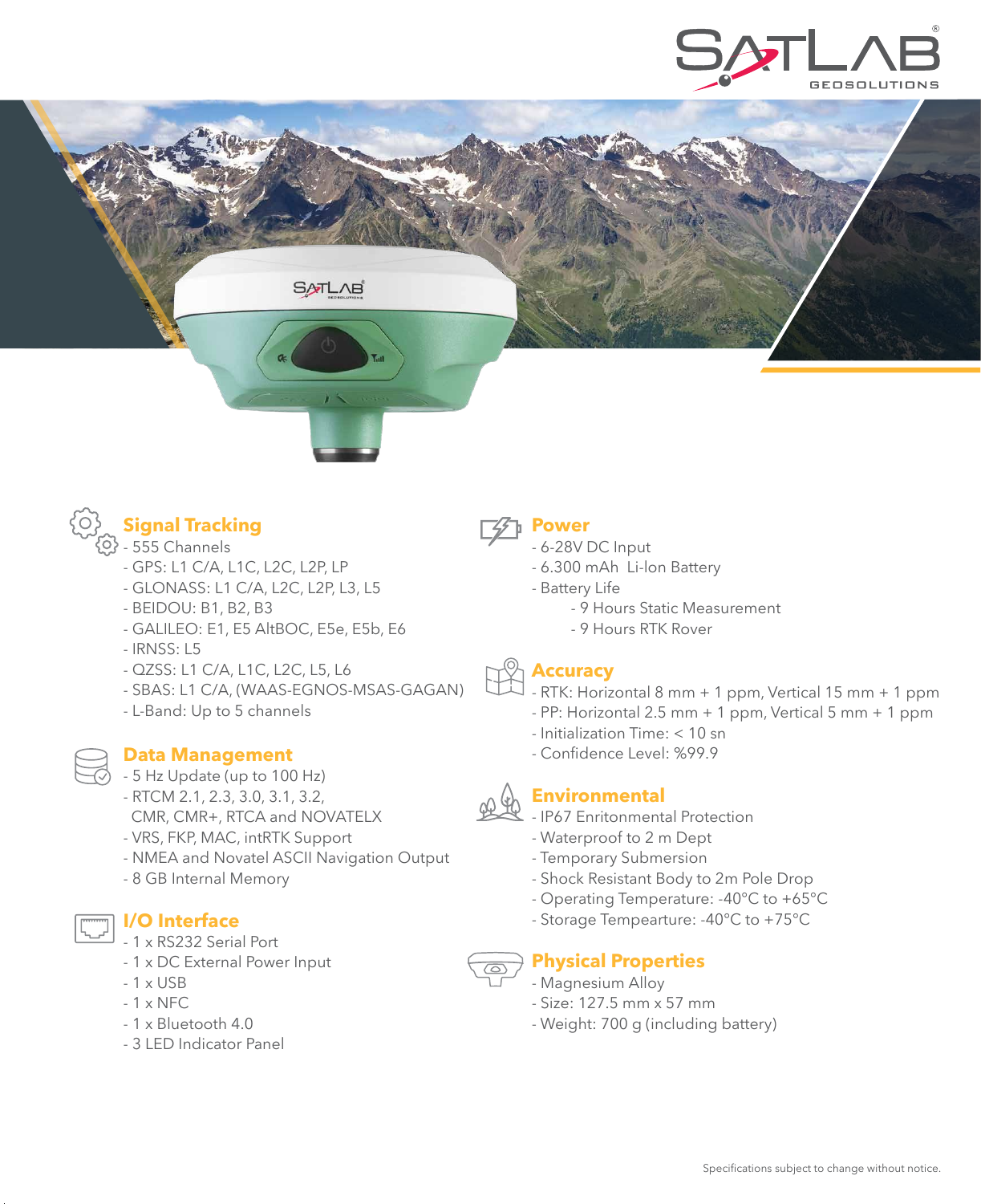SATLAB GEOSOLUTIONS

## Signal Tracking

- 555 Channels
- GPS: L1 C/A, L1C, L2C, L2P, LP
- GLONASS: L1 C/A, L2C, L2P, L3, L5
- BEIDOU: B1, B2, B3
- GALILEO: E1, E5 AltBOC, E5e, E5b, E6
- IRNSS: L5
- QZSS: L1 C/A, L1C, L2C, L5, L6
- SBAS: L1 C/A, (WAAS-EGNOS-MSAS-GAGAN)
- L-Band: Up to 5 channels

## Data Management

- 5 Hz Update (up to 100 Hz)
- RTCM 2.1, 2.3, 3.0, 3.1, 3.2, CMR, CMR+, RTCA and NOVATELX
- VRS, FKP, MAC, intRTK Support
- NMEA and Novatel ASCII Navigation Output
- 8 GB Internal Memory

## I/O Interface

- 1 x RS232 Serial Port
- 1 x DC External Power Input
- 1 x USB
- 1 x NFC
- 1 x Bluetooth 4.0
- 3 LED Indicator Panel

## Power

- 6-28V DC Input
- 6.300 mAh Li-Ion Battery
- Battery Life
  - 9 Hours Static Measurement
  - 9 Hours RTK Rover

## Accuracy

- RTK: Horizontal 8 mm + 1 ppm, Vertical 15 mm + 1 ppm
- PP: Horizontal 2.5 mm + 1 ppm, Vertical 5 mm + 1 ppm
- Initialization Time: < 10 sn
- Confidence Level: %99.9

## Environmental

- IP67 Enritonmental Protection
- Waterproof to 2 m Dept
- Temporary Submersion
- Shock Resistant Body to 2m Pole Drop
- Operating Temperature: -40°C to +65°C
- Storage Tempearture: -40°C to +75°C

## Physical Properties

- Magnesium Alloy
- Size: 127.5 mm x 57 mm
- Weight: 700 g (including battery)

Specifications subject to change without notice.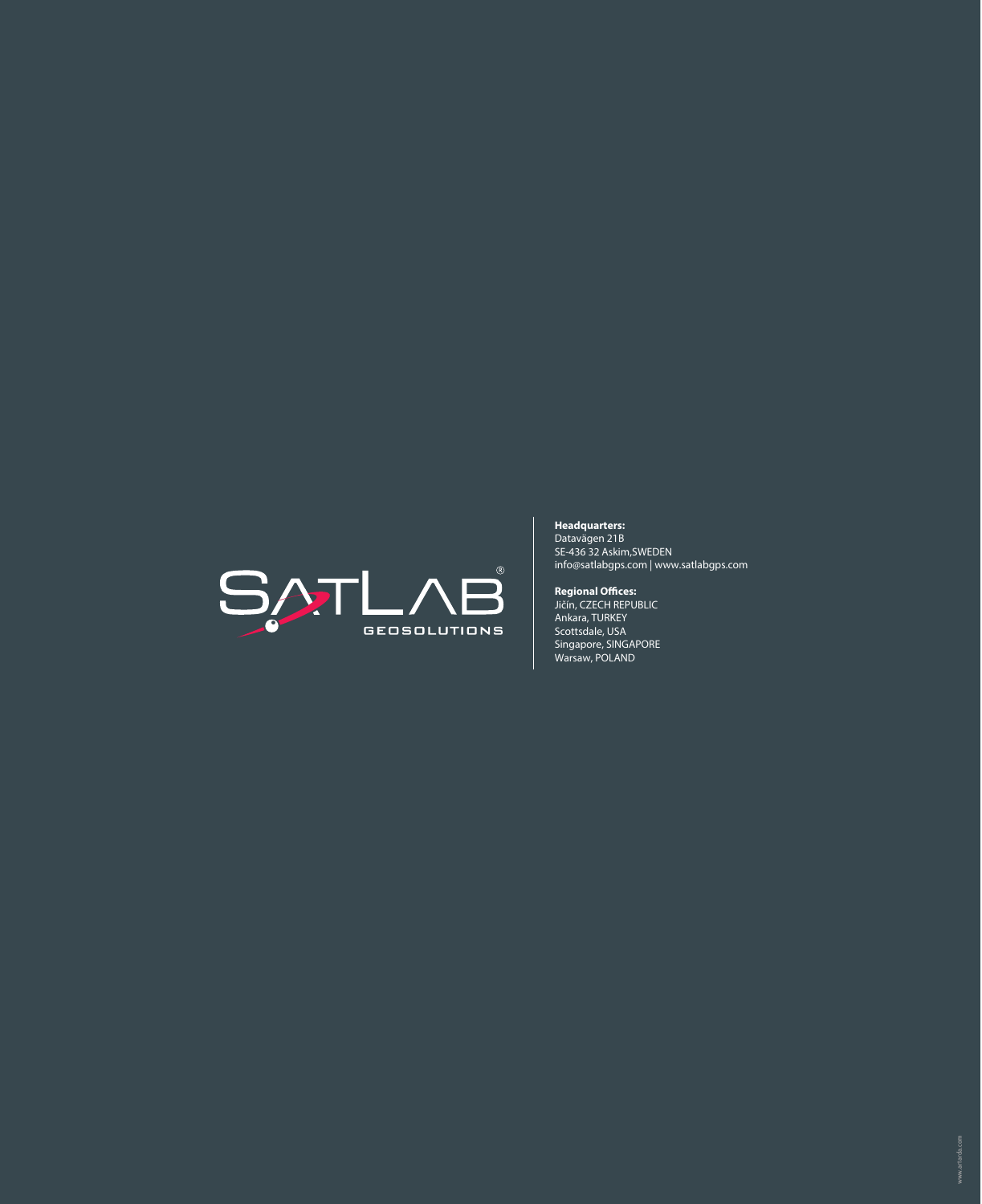SATLAB®
GEOSOLUTIONS

**Headquarters:**
Datavägen 21B
SE-436 32 Askim,SWEDEN
info@satlabgps.com | www.satlabgps.com

**Regional Offices:**
Jičín, CZECH REPUBLIC
Ankara, TURKEY
Scottsdale, USA
Singapore, SINGAPORE
Warsaw, POLAND